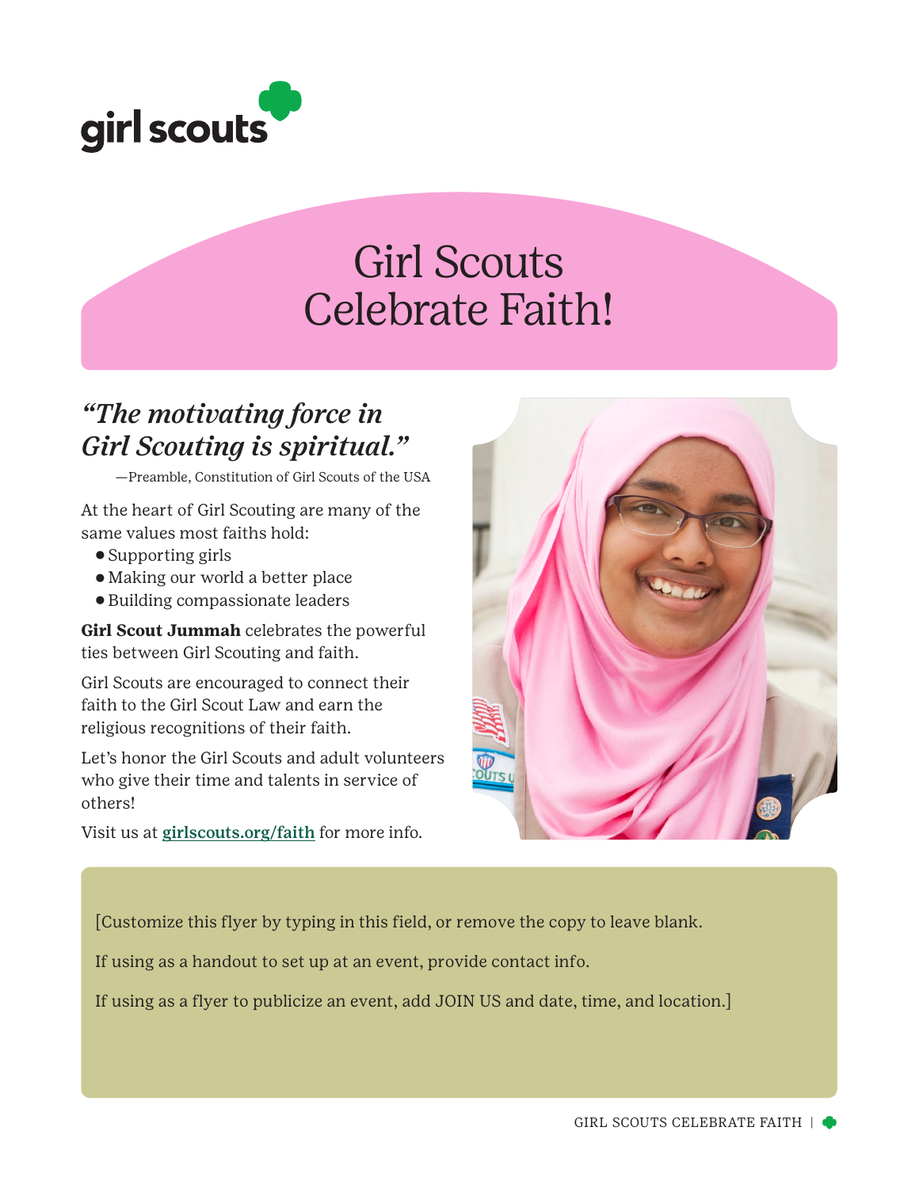girl scouts

# Girl Scouts Celebrate Faith!

*"The motivating force in Girl Scouting is spiritual."*

—Preamble, Constitution of Girl Scouts of the USA

At the heart of Girl Scouting are many of the same values most faiths hold:

- Supporting girls
- Making our world a better place
- Building compassionate leaders

**Girl Scout Jummah** celebrates the powerful ties between Girl Scouting and faith.

Girl Scouts are encouraged to connect their faith to the Girl Scout Law and earn the religious recognitions of their faith.

Let's honor the Girl Scouts and adult volunteers who give their time and talents in service of others!

Visit us at girlscouts.org/faith for more info.

[Customize this flyer by typing in this field, or remove the copy to leave blank.

If using as a handout to set up at an event, provide contact info.

If using as a flyer to publicize an event, add JOIN US and date, time, and location.]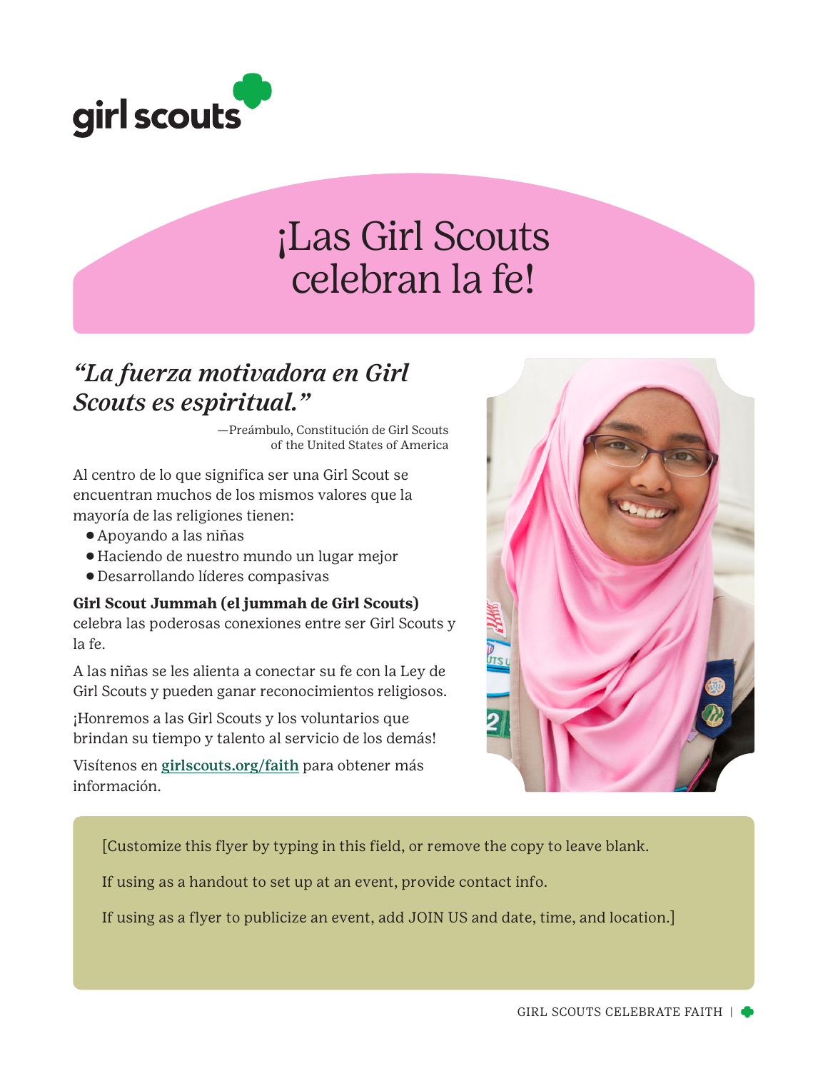girl scouts

# ¡Las Girl Scouts celebran la fe!

*"La fuerza motivadora en Girl Scouts es espiritual."*

—Preámbulo, Constitución de Girl Scouts of the United States of America

Al centro de lo que significa ser una Girl Scout se encuentran muchos de los mismos valores que la mayoría de las religiones tienen:

- Apoyando a las niñas
- Haciendo de nuestro mundo un lugar mejor
- Desarrollando líderes compasivas

**Girl Scout Jummah (el jummah de Girl Scouts)** celebra las poderosas conexiones entre ser Girl Scouts y la fe.

A las niñas se les alienta a conectar su fe con la Ley de Girl Scouts y pueden ganar reconocimientos religiosos.

¡Honremos a las Girl Scouts y los voluntarios que brindan su tiempo y talento al servicio de los demás!

Visítenos en girlscouts.org/faith para obtener más información.

[Customize this flyer by typing in this field, or remove the copy to leave blank.

If using as a handout to set up at an event, provide contact info.

If using as a flyer to publicize an event, add JOIN US and date, time, and location.]